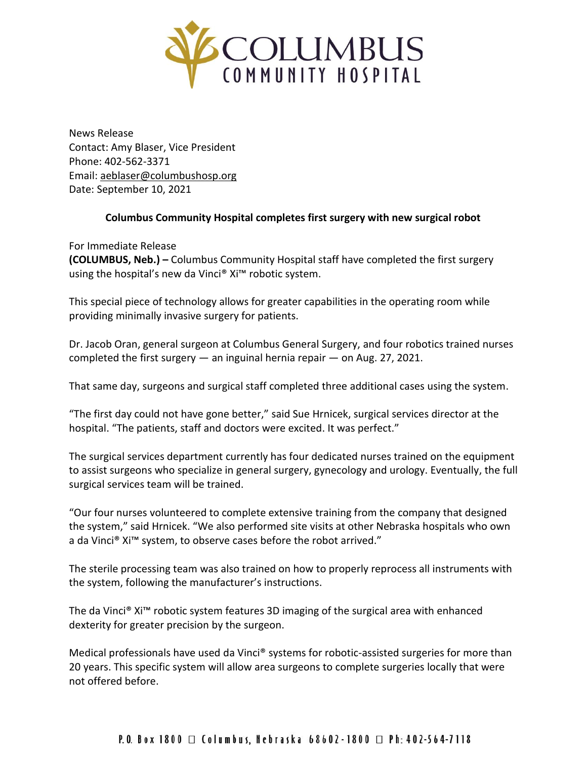COLUMBUS COMMUNITY HOSPITAL

News Release
Contact: Amy Blaser, Vice President
Phone: 402-562-3371
Email: aeblaser@columbushosp.org
Date: September 10, 2021

**Columbus Community Hospital completes first surgery with new surgical robot**

For Immediate Release
**(COLUMBUS, Neb.) –** Columbus Community Hospital staff have completed the first surgery using the hospital's new da Vinci® Xi™ robotic system.

This special piece of technology allows for greater capabilities in the operating room while providing minimally invasive surgery for patients.

Dr. Jacob Oran, general surgeon at Columbus General Surgery, and four robotics trained nurses completed the first surgery — an inguinal hernia repair — on Aug. 27, 2021.

That same day, surgeons and surgical staff completed three additional cases using the system.

"The first day could not have gone better," said Sue Hrnicek, surgical services director at the hospital. "The patients, staff and doctors were excited. It was perfect."

The surgical services department currently has four dedicated nurses trained on the equipment to assist surgeons who specialize in general surgery, gynecology and urology. Eventually, the full surgical services team will be trained.

"Our four nurses volunteered to complete extensive training from the company that designed the system," said Hrnicek. "We also performed site visits at other Nebraska hospitals who own a da Vinci® Xi™ system, to observe cases before the robot arrived."

The sterile processing team was also trained on how to properly reprocess all instruments with the system, following the manufacturer's instructions.

The da Vinci® Xi™ robotic system features 3D imaging of the surgical area with enhanced dexterity for greater precision by the surgeon.

Medical professionals have used da Vinci® systems for robotic-assisted surgeries for more than 20 years. This specific system will allow area surgeons to complete surgeries locally that were not offered before.

P.O. Box 1800 □ Columbus, Nebraska 68602-1800 □ Ph: 402-564-7118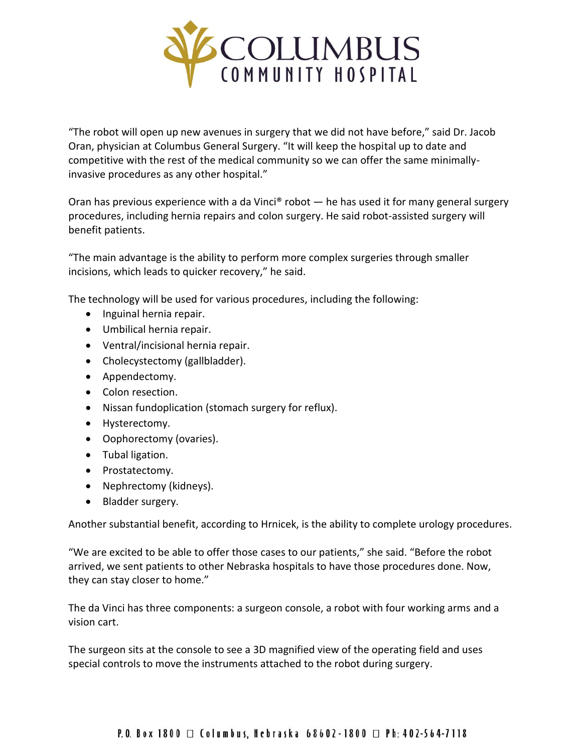"The robot will open up new avenues in surgery that we did not have before," said Dr. Jacob Oran, physician at Columbus General Surgery. "It will keep the hospital up to date and competitive with the rest of the medical community so we can offer the same minimally-invasive procedures as any other hospital."

Oran has previous experience with a da Vinci® robot — he has used it for many general surgery procedures, including hernia repairs and colon surgery. He said robot-assisted surgery will benefit patients.

"The main advantage is the ability to perform more complex surgeries through smaller incisions, which leads to quicker recovery," he said.

The technology will be used for various procedures, including the following:

- Inguinal hernia repair.
- Umbilical hernia repair.
- Ventral/incisional hernia repair.
- Cholecystectomy (gallbladder).
- Appendectomy.
- Colon resection.
- Nissan fundoplication (stomach surgery for reflux).
- Hysterectomy.
- Oophorectomy (ovaries).
- Tubal ligation.
- Prostatectomy.
- Nephrectomy (kidneys).
- Bladder surgery.

Another substantial benefit, according to Hrnicek, is the ability to complete urology procedures.

"We are excited to be able to offer those cases to our patients," she said. "Before the robot arrived, we sent patients to other Nebraska hospitals to have those procedures done. Now, they can stay closer to home."

The da Vinci has three components: a surgeon console, a robot with four working arms and a vision cart.

The surgeon sits at the console to see a 3D magnified view of the operating field and uses special controls to move the instruments attached to the robot during surgery.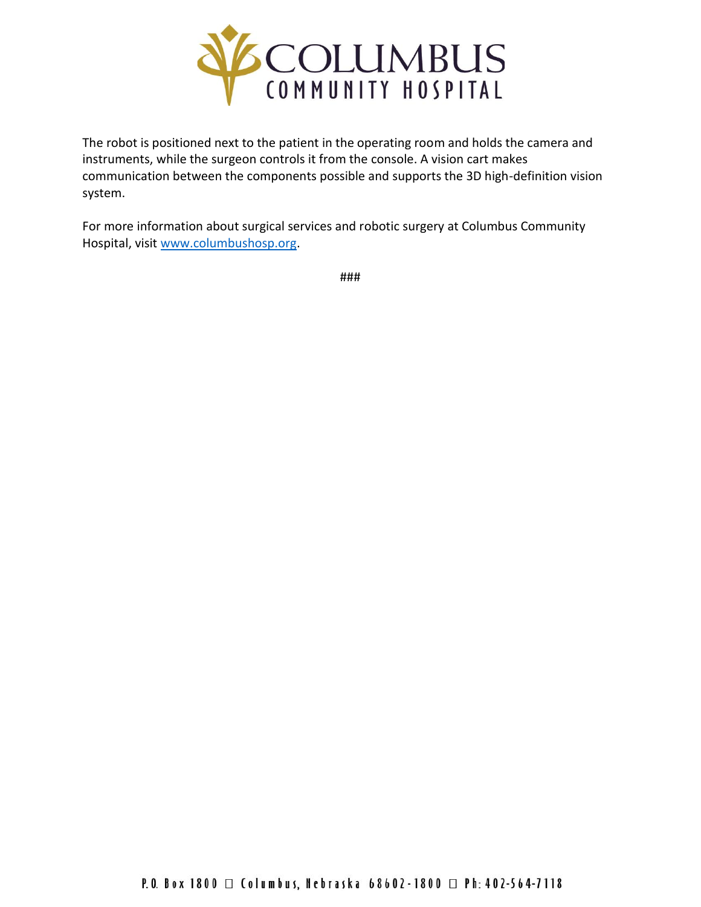The robot is positioned next to the patient in the operating room and holds the camera and instruments, while the surgeon controls it from the console. A vision cart makes communication between the components possible and supports the 3D high-definition vision system.

For more information about surgical services and robotic surgery at Columbus Community Hospital, visit [www.columbushosp.org](http://www.columbushosp.org).

###